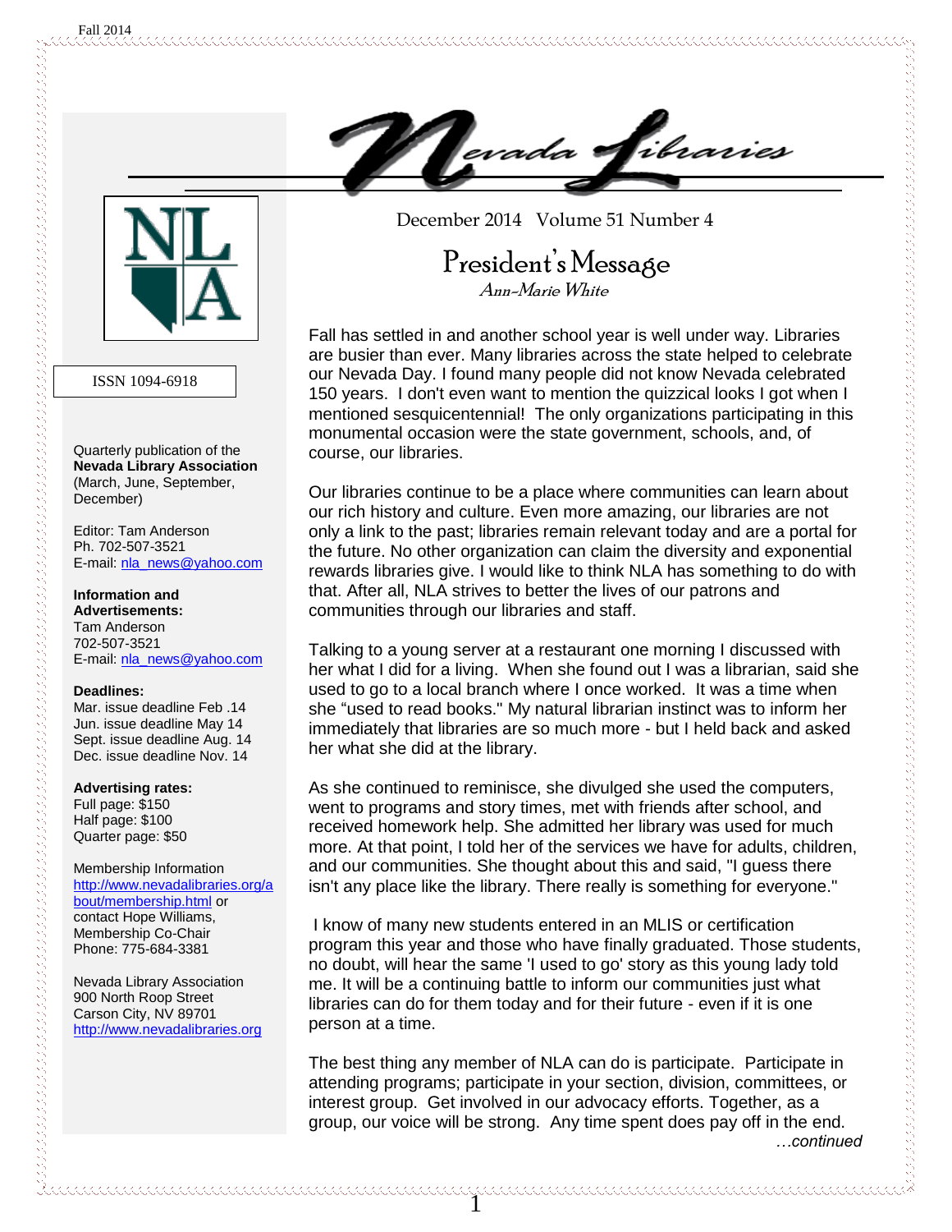# Nevada Libraries

December 2014 Volume 51 Number 4

ISSN 1094-6918

Quarterly publication of the **Nevada Library Association** (March, June, September, December)

Editor: Tam Anderson
Ph. 702-507-3521
E-mail: nla_news@yahoo.com

**Information and Advertisements:**
Tam Anderson
702-507-3521
E-mail: nla_news@yahoo.com

**Deadlines:**
Mar. issue deadline Feb .14
Jun. issue deadline May 14
Sept. issue deadline Aug. 14
Dec. issue deadline Nov. 14

**Advertising rates:**
Full page: $150
Half page: $100
Quarter page: $50

Membership Information
http://www.nevadalibraries.org/about/membership.html or contact Hope Williams, Membership Co-Chair
Phone: 775-684-3381

Nevada Library Association
900 North Roop Street
Carson City, NV 89701
http://www.nevadalibraries.org

## President's Message

*Ann-Marie White*

Fall has settled in and another school year is well under way. Libraries are busier than ever. Many libraries across the state helped to celebrate our Nevada Day. I found many people did not know Nevada celebrated 150 years. I don't even want to mention the quizzical looks I got when I mentioned sesquicentennial! The only organizations participating in this monumental occasion were the state government, schools, and, of course, our libraries.

Our libraries continue to be a place where communities can learn about our rich history and culture. Even more amazing, our libraries are not only a link to the past; libraries remain relevant today and are a portal for the future. No other organization can claim the diversity and exponential rewards libraries give. I would like to think NLA has something to do with that. After all, NLA strives to better the lives of our patrons and communities through our libraries and staff.

Talking to a young server at a restaurant one morning I discussed with her what I did for a living. When she found out I was a librarian, said she used to go to a local branch where I once worked. It was a time when she "used to read books." My natural librarian instinct was to inform her immediately that libraries are so much more - but I held back and asked her what she did at the library.

As she continued to reminisce, she divulged she used the computers, went to programs and story times, met with friends after school, and received homework help. She admitted her library was used for much more. At that point, I told her of the services we have for adults, children, and our communities. She thought about this and said, "I guess there isn't any place like the library. There really is something for everyone."

I know of many new students entered in an MLIS or certification program this year and those who have finally graduated. Those students, no doubt, will hear the same 'I used to go' story as this young lady told me. It will be a continuing battle to inform our communities just what libraries can do for them today and for their future - even if it is one person at a time.

The best thing any member of NLA can do is participate. Participate in attending programs; participate in your section, division, committees, or interest group. Get involved in our advocacy efforts. Together, as a group, our voice will be strong. Any time spent does pay off in the end.

*…continued*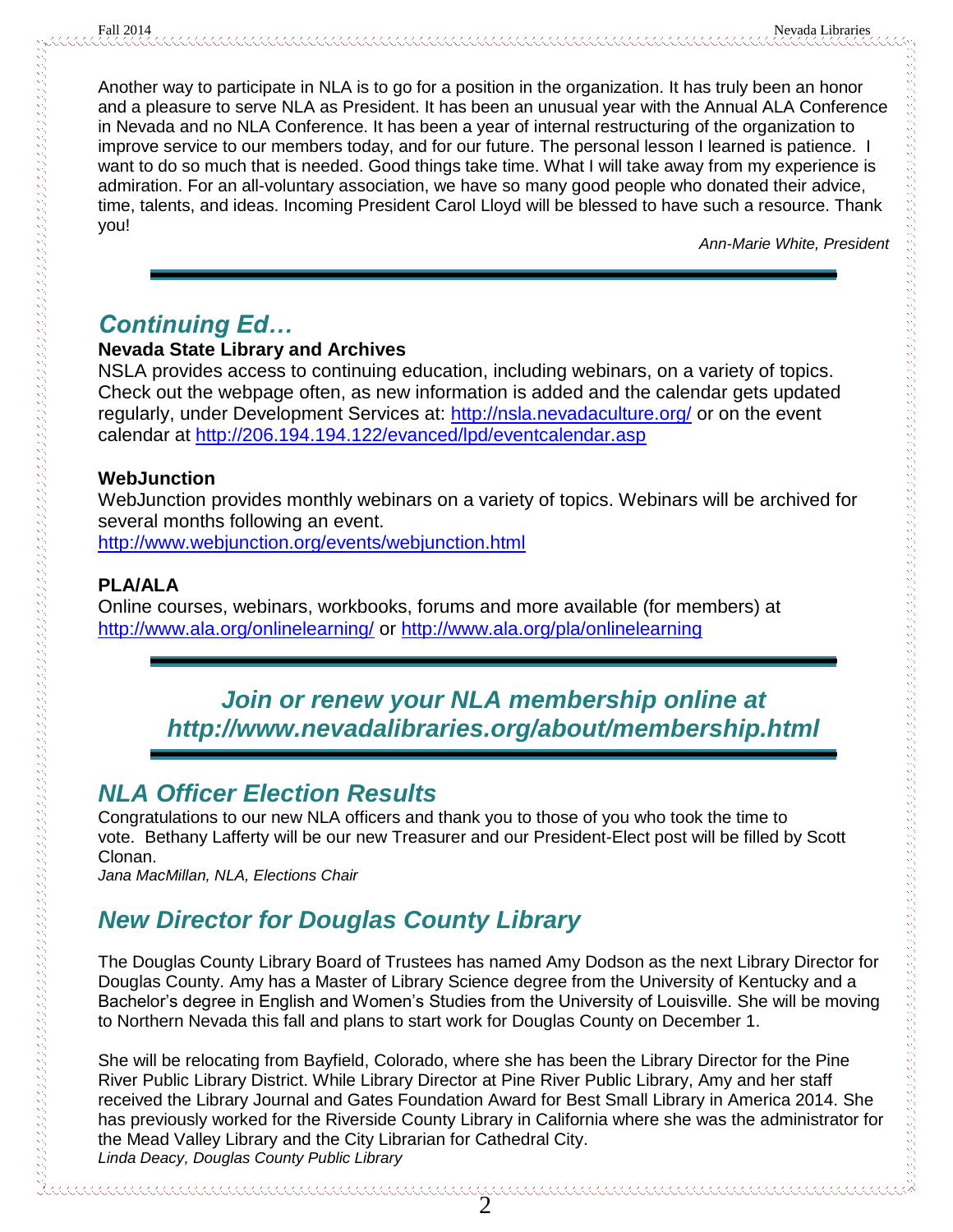Another way to participate in NLA is to go for a position in the organization. It has truly been an honor and a pleasure to serve NLA as President. It has been an unusual year with the Annual ALA Conference in Nevada and no NLA Conference. It has been a year of internal restructuring of the organization to improve service to our members today, and for our future. The personal lesson I learned is patience. I want to do so much that is needed. Good things take time. What I will take away from my experience is admiration. For an all-voluntary association, we have so many good people who donated their advice, time, talents, and ideas. Incoming President Carol Lloyd will be blessed to have such a resource. Thank you!

*Ann-Marie White, President*

---

## *Continuing Ed…*

**Nevada State Library and Archives**

NSLA provides access to continuing education, including webinars, on a variety of topics. Check out the webpage often, as new information is added and the calendar gets updated regularly, under Development Services at: http://nsla.nevadaculture.org/ or on the event calendar at http://206.194.194.122/evanced/lpd/eventcalendar.asp

**WebJunction**

WebJunction provides monthly webinars on a variety of topics. Webinars will be archived for several months following an event.
http://www.webjunction.org/events/webjunction.html

**PLA/ALA**

Online courses, webinars, workbooks, forums and more available (for members) at http://www.ala.org/onlinelearning/ or http://www.ala.org/pla/onlinelearning

---

***Join or renew your NLA membership online at http://www.nevadalibraries.org/about/membership.html***

---

## *NLA Officer Election Results*

Congratulations to our new NLA officers and thank you to those of you who took the time to vote. Bethany Lafferty will be our new Treasurer and our President-Elect post will be filled by Scott Clonan.

*Jana MacMillan, NLA, Elections Chair*

## *New Director for Douglas County Library*

The Douglas County Library Board of Trustees has named Amy Dodson as the next Library Director for Douglas County. Amy has a Master of Library Science degree from the University of Kentucky and a Bachelor's degree in English and Women's Studies from the University of Louisville. She will be moving to Northern Nevada this fall and plans to start work for Douglas County on December 1.

She will be relocating from Bayfield, Colorado, where she has been the Library Director for the Pine River Public Library District. While Library Director at Pine River Public Library, Amy and her staff received the Library Journal and Gates Foundation Award for Best Small Library in America 2014. She has previously worked for the Riverside County Library in California where she was the administrator for the Mead Valley Library and the City Librarian for Cathedral City.

*Linda Deacy, Douglas County Public Library*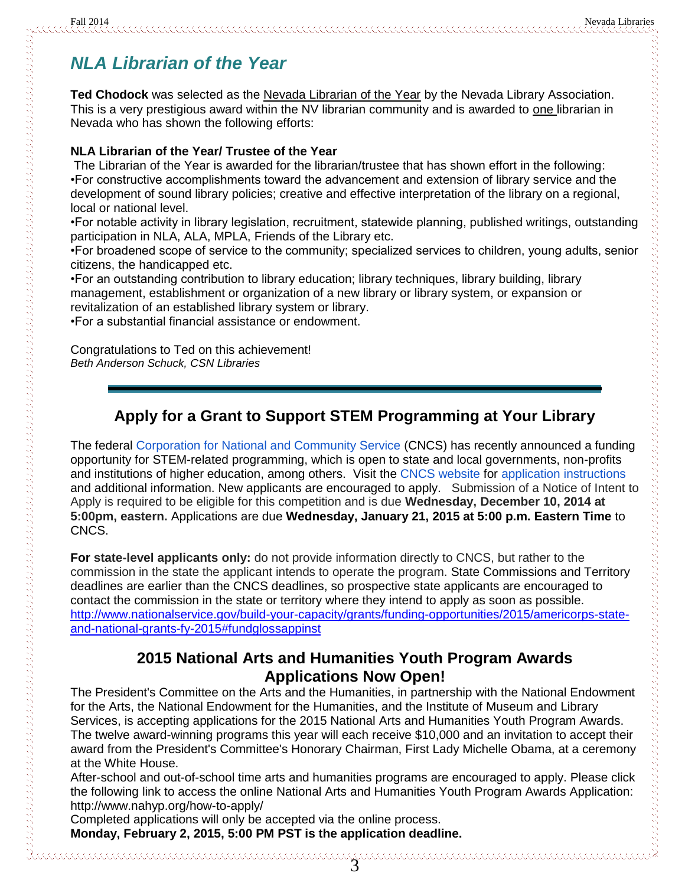## *NLA Librarian of the Year*

**Ted Chodock** was selected as the Nevada Librarian of the Year by the Nevada Library Association. This is a very prestigious award within the NV librarian community and is awarded to one librarian in Nevada who has shown the following efforts:

**NLA Librarian of the Year/ Trustee of the Year**

The Librarian of the Year is awarded for the librarian/trustee that has shown effort in the following:

•For constructive accomplishments toward the advancement and extension of library service and the development of sound library policies; creative and effective interpretation of the library on a regional, local or national level.

•For notable activity in library legislation, recruitment, statewide planning, published writings, outstanding participation in NLA, ALA, MPLA, Friends of the Library etc.

•For broadened scope of service to the community; specialized services to children, young adults, senior citizens, the handicapped etc.

•For an outstanding contribution to library education; library techniques, library building, library management, establishment or organization of a new library or library system, or expansion or revitalization of an established library system or library.

•For a substantial financial assistance or endowment.

Congratulations to Ted on this achievement!

*Beth Anderson Schuck, CSN Libraries*

---

## Apply for a Grant to Support STEM Programming at Your Library

The federal Corporation for National and Community Service (CNCS) has recently announced a funding opportunity for STEM-related programming, which is open to state and local governments, non-profits and institutions of higher education, among others. Visit the CNCS website for application instructions and additional information. New applicants are encouraged to apply. Submission of a Notice of Intent to Apply is required to be eligible for this competition and is due **Wednesday, December 10, 2014 at 5:00pm, eastern.** Applications are due **Wednesday, January 21, 2015 at 5:00 p.m. Eastern Time** to CNCS.

**For state-level applicants only:** do not provide information directly to CNCS, but rather to the commission in the state the applicant intends to operate the program. State Commissions and Territory deadlines are earlier than the CNCS deadlines, so prospective state applicants are encouraged to contact the commission in the state or territory where they intend to apply as soon as possible. http://www.nationalservice.gov/build-your-capacity/grants/funding-opportunities/2015/americorps-state-and-national-grants-fy-2015#fundglossappinst

## 2015 National Arts and Humanities Youth Program Awards Applications Now Open!

The President's Committee on the Arts and the Humanities, in partnership with the National Endowment for the Arts, the National Endowment for the Humanities, and the Institute of Museum and Library Services, is accepting applications for the 2015 National Arts and Humanities Youth Program Awards. The twelve award-winning programs this year will each receive $10,000 and an invitation to accept their award from the President's Committee's Honorary Chairman, First Lady Michelle Obama, at a ceremony at the White House.

After-school and out-of-school time arts and humanities programs are encouraged to apply. Please click the following link to access the online National Arts and Humanities Youth Program Awards Application: http://www.nahyp.org/how-to-apply/

Completed applications will only be accepted via the online process.

**Monday, February 2, 2015, 5:00 PM PST is the application deadline.**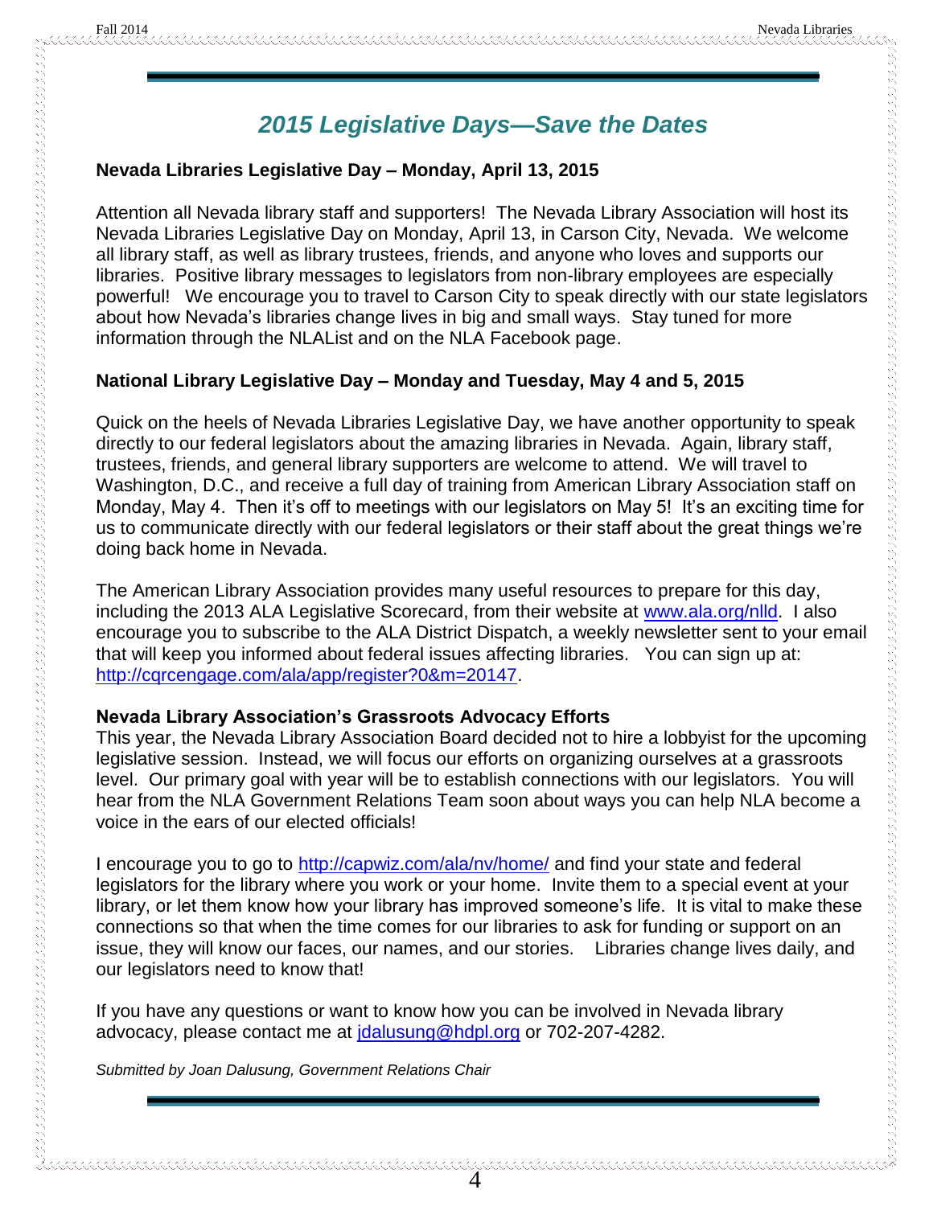# *2015 Legislative Days—Save the Dates*

**Nevada Libraries Legislative Day – Monday, April 13, 2015**

Attention all Nevada library staff and supporters! The Nevada Library Association will host its Nevada Libraries Legislative Day on Monday, April 13, in Carson City, Nevada. We welcome all library staff, as well as library trustees, friends, and anyone who loves and supports our libraries. Positive library messages to legislators from non-library employees are especially powerful! We encourage you to travel to Carson City to speak directly with our state legislators about how Nevada's libraries change lives in big and small ways. Stay tuned for more information through the NLAList and on the NLA Facebook page.

**National Library Legislative Day – Monday and Tuesday, May 4 and 5, 2015**

Quick on the heels of Nevada Libraries Legislative Day, we have another opportunity to speak directly to our federal legislators about the amazing libraries in Nevada. Again, library staff, trustees, friends, and general library supporters are welcome to attend. We will travel to Washington, D.C., and receive a full day of training from American Library Association staff on Monday, May 4. Then it's off to meetings with our legislators on May 5! It's an exciting time for us to communicate directly with our federal legislators or their staff about the great things we're doing back home in Nevada.

The American Library Association provides many useful resources to prepare for this day, including the 2013 ALA Legislative Scorecard, from their website at [www.ala.org/nlld](www.ala.org/nlld). I also encourage you to subscribe to the ALA District Dispatch, a weekly newsletter sent to your email that will keep you informed about federal issues affecting libraries. You can sign up at: [http://cqrcengage.com/ala/app/register?0&m=20147](http://cqrcengage.com/ala/app/register?0&m=20147).

**Nevada Library Association's Grassroots Advocacy Efforts**

This year, the Nevada Library Association Board decided not to hire a lobbyist for the upcoming legislative session. Instead, we will focus our efforts on organizing ourselves at a grassroots level. Our primary goal with year will be to establish connections with our legislators. You will hear from the NLA Government Relations Team soon about ways you can help NLA become a voice in the ears of our elected officials!

I encourage you to go to [http://capwiz.com/ala/nv/home/](http://capwiz.com/ala/nv/home/) and find your state and federal legislators for the library where you work or your home. Invite them to a special event at your library, or let them know how your library has improved someone's life. It is vital to make these connections so that when the time comes for our libraries to ask for funding or support on an issue, they will know our faces, our names, and our stories. Libraries change lives daily, and our legislators need to know that!

If you have any questions or want to know how you can be involved in Nevada library advocacy, please contact me at [jdalusung@hdpl.org](mailto:jdalusung@hdpl.org) or 702-207-4282.

*Submitted by Joan Dalusung, Government Relations Chair*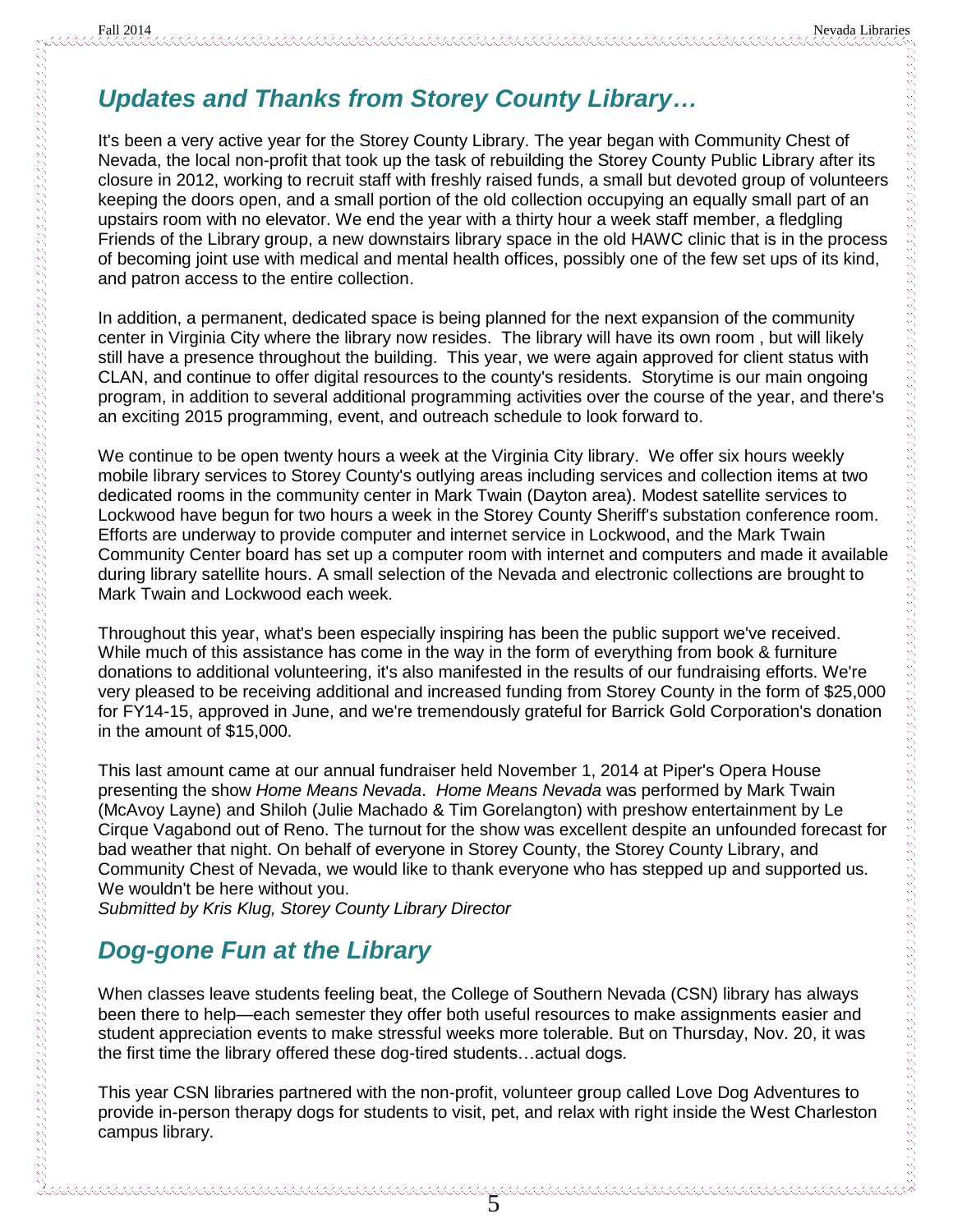## *Updates and Thanks from Storey County Library…*

It's been a very active year for the Storey County Library. The year began with Community Chest of Nevada, the local non-profit that took up the task of rebuilding the Storey County Public Library after its closure in 2012, working to recruit staff with freshly raised funds, a small but devoted group of volunteers keeping the doors open, and a small portion of the old collection occupying an equally small part of an upstairs room with no elevator. We end the year with a thirty hour a week staff member, a fledgling Friends of the Library group, a new downstairs library space in the old HAWC clinic that is in the process of becoming joint use with medical and mental health offices, possibly one of the few set ups of its kind, and patron access to the entire collection.

In addition, a permanent, dedicated space is being planned for the next expansion of the community center in Virginia City where the library now resides. The library will have its own room , but will likely still have a presence throughout the building. This year, we were again approved for client status with CLAN, and continue to offer digital resources to the county's residents. Storytime is our main ongoing program, in addition to several additional programming activities over the course of the year, and there's an exciting 2015 programming, event, and outreach schedule to look forward to.

We continue to be open twenty hours a week at the Virginia City library. We offer six hours weekly mobile library services to Storey County's outlying areas including services and collection items at two dedicated rooms in the community center in Mark Twain (Dayton area). Modest satellite services to Lockwood have begun for two hours a week in the Storey County Sheriff's substation conference room. Efforts are underway to provide computer and internet service in Lockwood, and the Mark Twain Community Center board has set up a computer room with internet and computers and made it available during library satellite hours. A small selection of the Nevada and electronic collections are brought to Mark Twain and Lockwood each week.

Throughout this year, what's been especially inspiring has been the public support we've received. While much of this assistance has come in the way in the form of everything from book & furniture donations to additional volunteering, it's also manifested in the results of our fundraising efforts. We're very pleased to be receiving additional and increased funding from Storey County in the form of $25,000 for FY14-15, approved in June, and we're tremendously grateful for Barrick Gold Corporation's donation in the amount of $15,000.

This last amount came at our annual fundraiser held November 1, 2014 at Piper's Opera House presenting the show *Home Means Nevada*. *Home Means Nevada* was performed by Mark Twain (McAvoy Layne) and Shiloh (Julie Machado & Tim Gorelangton) with preshow entertainment by Le Cirque Vagabond out of Reno. The turnout for the show was excellent despite an unfounded forecast for bad weather that night. On behalf of everyone in Storey County, the Storey County Library, and Community Chest of Nevada, we would like to thank everyone who has stepped up and supported us. We wouldn't be here without you.

*Submitted by Kris Klug, Storey County Library Director*

## *Dog-gone Fun at the Library*

When classes leave students feeling beat, the College of Southern Nevada (CSN) library has always been there to help—each semester they offer both useful resources to make assignments easier and student appreciation events to make stressful weeks more tolerable. But on Thursday, Nov. 20, it was the first time the library offered these dog-tired students…actual dogs.

This year CSN libraries partnered with the non-profit, volunteer group called Love Dog Adventures to provide in-person therapy dogs for students to visit, pet, and relax with right inside the West Charleston campus library.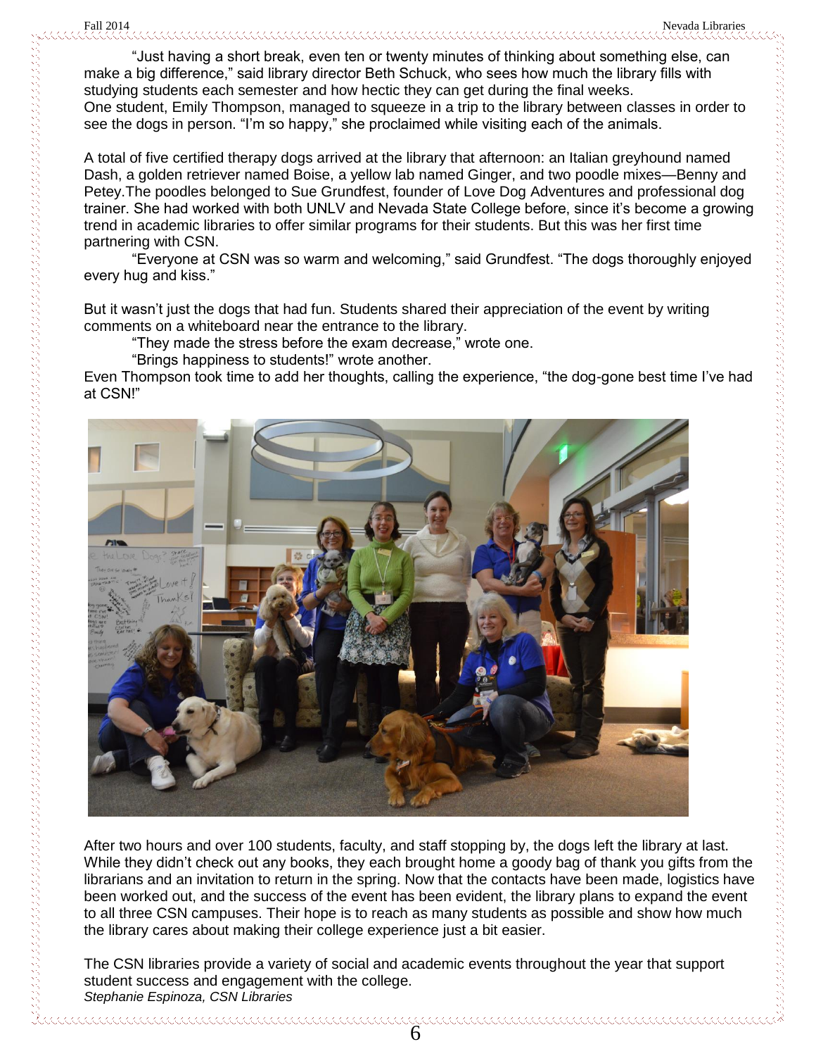"Just having a short break, even ten or twenty minutes of thinking about something else, can make a big difference," said library director Beth Schuck, who sees how much the library fills with studying students each semester and how hectic they can get during the final weeks.
One student, Emily Thompson, managed to squeeze in a trip to the library between classes in order to see the dogs in person. "I'm so happy," she proclaimed while visiting each of the animals.

A total of five certified therapy dogs arrived at the library that afternoon: an Italian greyhound named Dash, a golden retriever named Boise, a yellow lab named Ginger, and two poodle mixes—Benny and Petey.The poodles belonged to Sue Grundfest, founder of Love Dog Adventures and professional dog trainer. She had worked with both UNLV and Nevada State College before, since it's become a growing trend in academic libraries to offer similar programs for their students. But this was her first time partnering with CSN.

"Everyone at CSN was so warm and welcoming," said Grundfest. "The dogs thoroughly enjoyed every hug and kiss."

But it wasn't just the dogs that had fun. Students shared their appreciation of the event by writing comments on a whiteboard near the entrance to the library.

"They made the stress before the exam decrease," wrote one.

"Brings happiness to students!" wrote another.

Even Thompson took time to add her thoughts, calling the experience, "the dog-gone best time I've had at CSN!"

After two hours and over 100 students, faculty, and staff stopping by, the dogs left the library at last. While they didn't check out any books, they each brought home a goody bag of thank you gifts from the librarians and an invitation to return in the spring. Now that the contacts have been made, logistics have been worked out, and the success of the event has been evident, the library plans to expand the event to all three CSN campuses. Their hope is to reach as many students as possible and show how much the library cares about making their college experience just a bit easier.

The CSN libraries provide a variety of social and academic events throughout the year that support student success and engagement with the college.

*Stephanie Espinoza, CSN Libraries*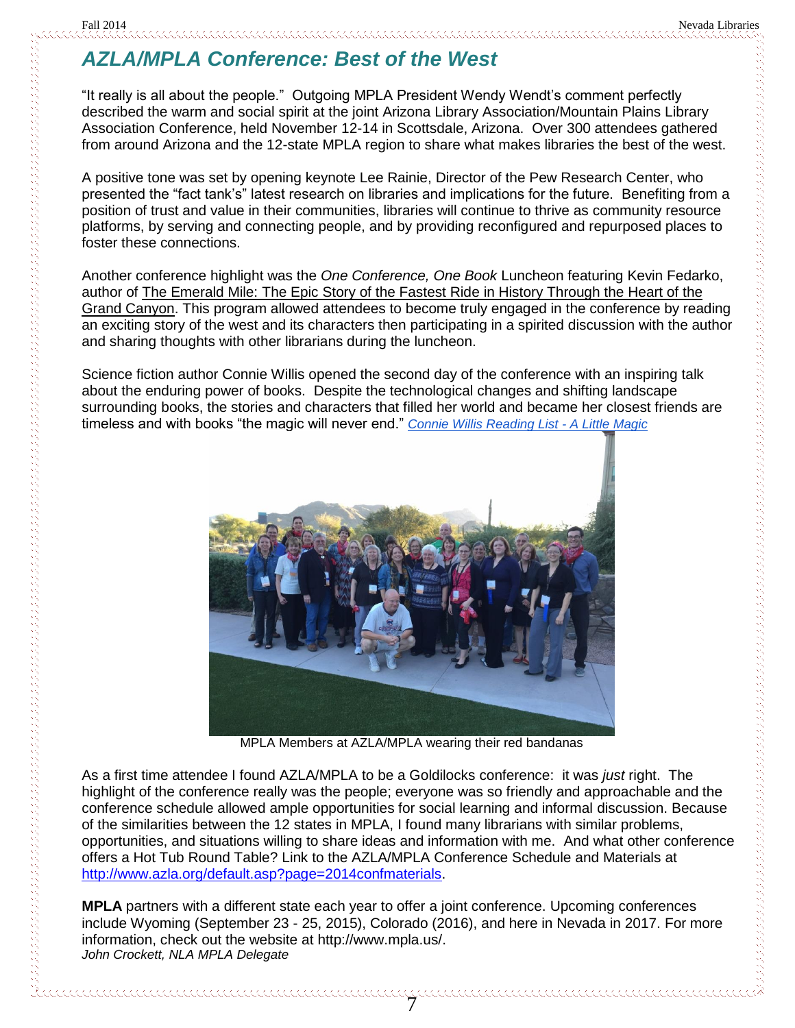# *AZLA/MPLA Conference: Best of the West*

"It really is all about the people." Outgoing MPLA President Wendy Wendt's comment perfectly described the warm and social spirit at the joint Arizona Library Association/Mountain Plains Library Association Conference, held November 12-14 in Scottsdale, Arizona. Over 300 attendees gathered from around Arizona and the 12-state MPLA region to share what makes libraries the best of the west.

A positive tone was set by opening keynote Lee Rainie, Director of the Pew Research Center, who presented the "fact tank's" latest research on libraries and implications for the future. Benefiting from a position of trust and value in their communities, libraries will continue to thrive as community resource platforms, by serving and connecting people, and by providing reconfigured and repurposed places to foster these connections.

Another conference highlight was the *One Conference, One Book* Luncheon featuring Kevin Fedarko, author of The Emerald Mile: The Epic Story of the Fastest Ride in History Through the Heart of the Grand Canyon. This program allowed attendees to become truly engaged in the conference by reading an exciting story of the west and its characters then participating in a spirited discussion with the author and sharing thoughts with other librarians during the luncheon.

Science fiction author Connie Willis opened the second day of the conference with an inspiring talk about the enduring power of books. Despite the technological changes and shifting landscape surrounding books, the stories and characters that filled her world and became her closest friends are timeless and with books "the magic will never end." *Connie Willis Reading List - A Little Magic*

MPLA Members at AZLA/MPLA wearing their red bandanas

As a first time attendee I found AZLA/MPLA to be a Goldilocks conference: it was *just* right. The highlight of the conference really was the people; everyone was so friendly and approachable and the conference schedule allowed ample opportunities for social learning and informal discussion. Because of the similarities between the 12 states in MPLA, I found many librarians with similar problems, opportunities, and situations willing to share ideas and information with me. And what other conference offers a Hot Tub Round Table? Link to the AZLA/MPLA Conference Schedule and Materials at http://www.azla.org/default.asp?page=2014confmaterials.

**MPLA** partners with a different state each year to offer a joint conference. Upcoming conferences include Wyoming (September 23 - 25, 2015), Colorado (2016), and here in Nevada in 2017. For more information, check out the website at http://www.mpla.us/.

*John Crockett, NLA MPLA Delegate*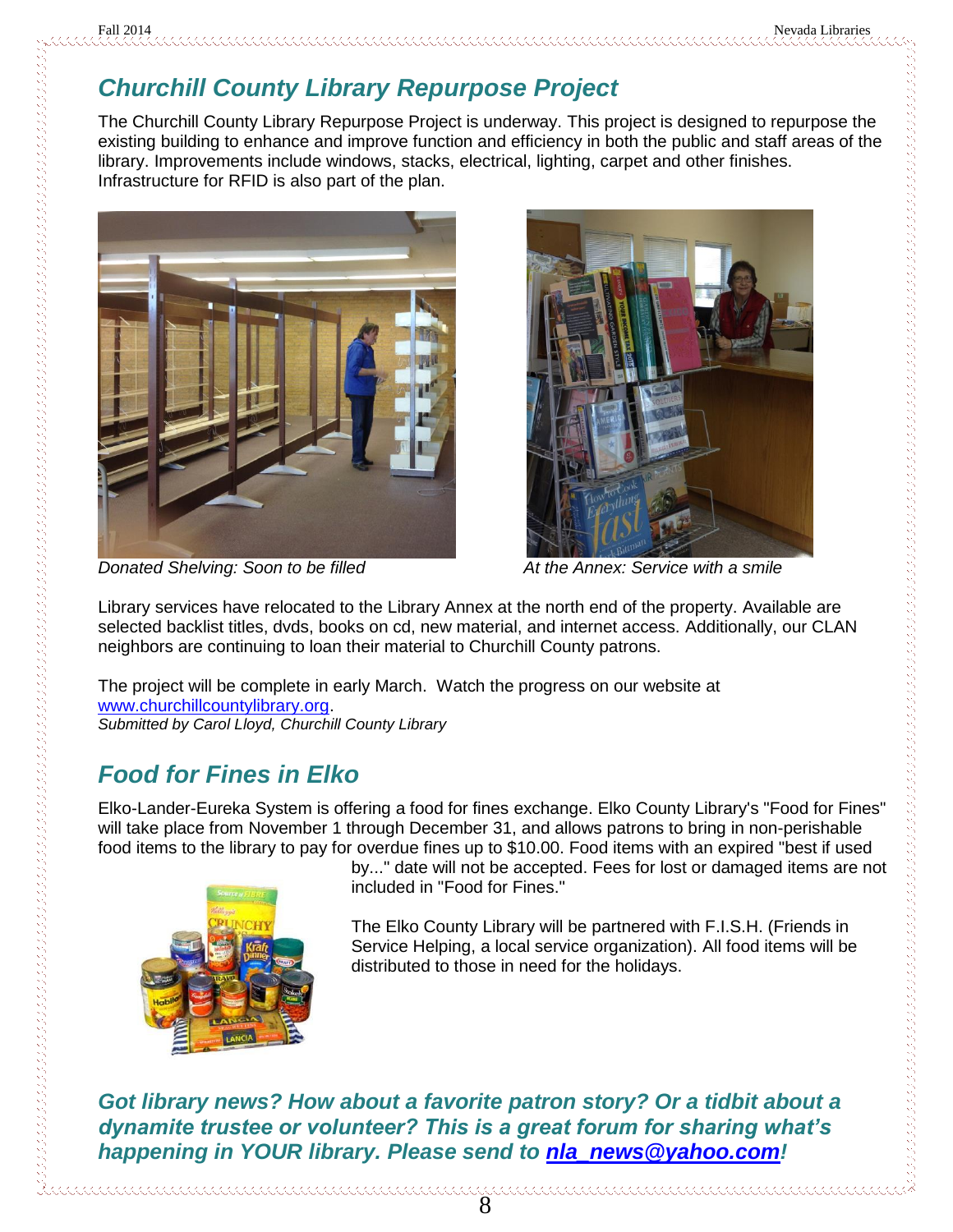## Churchill County Library Repurpose Project

The Churchill County Library Repurpose Project is underway. This project is designed to repurpose the existing building to enhance and improve function and efficiency in both the public and staff areas of the library. Improvements include windows, stacks, electrical, lighting, carpet and other finishes. Infrastructure for RFID is also part of the plan.

*Donated Shelving: Soon to be filled*

*At the Annex: Service with a smile*

Library services have relocated to the Library Annex at the north end of the property. Available are selected backlist titles, dvds, books on cd, new material, and internet access. Additionally, our CLAN neighbors are continuing to loan their material to Churchill County patrons.

The project will be complete in early March. Watch the progress on our website at [www.churchillcountylibrary.org](http://www.churchillcountylibrary.org).

*Submitted by Carol Lloyd, Churchill County Library*

## Food for Fines in Elko

Elko-Lander-Eureka System is offering a food for fines exchange. Elko County Library's "Food for Fines" will take place from November 1 through December 31, and allows patrons to bring in non-perishable food items to the library to pay for overdue fines up to $10.00. Food items with an expired "best if used by..." date will not be accepted. Fees for lost or damaged items are not included in "Food for Fines."

The Elko County Library will be partnered with F.I.S.H. (Friends in Service Helping, a local service organization). All food items will be distributed to those in need for the holidays.

***Got library news? How about a favorite patron story? Or a tidbit about a dynamite trustee or volunteer? This is a great forum for sharing what's happening in YOUR library. Please send to [nla_news@yahoo.com](mailto:nla_news@yahoo.com)!***